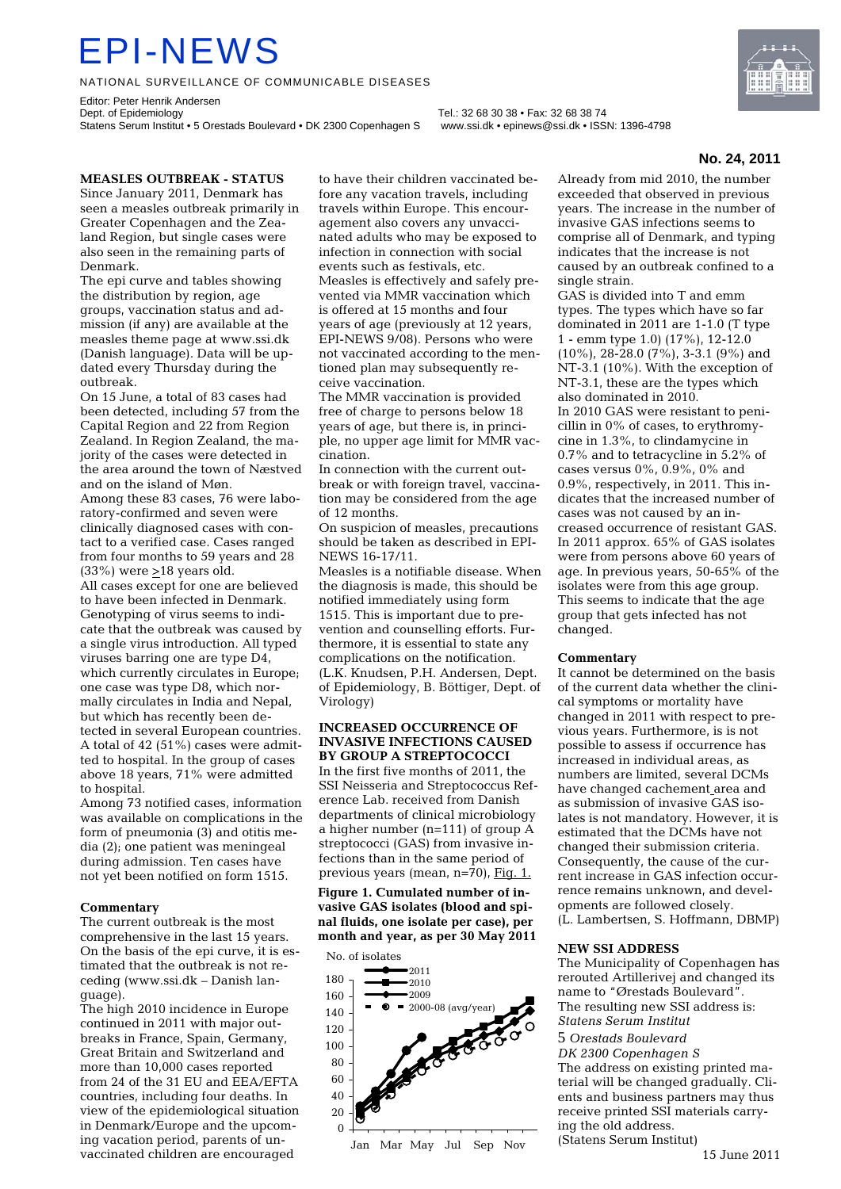# EPI-NEWS

NATIONAL SURVEILLANCE OF COMMUNICABLE DISEASES

Editor: Peter Henrik Andersen
Dept. of Epidemiology
Statens Serum Institut • 5 Orestads Boulevard • DK 2300 Copenhagen S
Tel.: 32 68 30 38 • Fax: 32 68 38 74
www.ssi.dk • epinews@ssi.dk • ISSN: 1396-4798

**No. 24, 2011**

## MEASLES OUTBREAK - STATUS

Since January 2011, Denmark has seen a measles outbreak primarily in Greater Copenhagen and the Zealand Region, but single cases were also seen in the remaining parts of Denmark.

The epi curve and tables showing the distribution by region, age groups, vaccination status and admission (if any) are available at the measles theme page at www.ssi.dk (Danish language). Data will be updated every Thursday during the outbreak.

On 15 June, a total of 83 cases had been detected, including 57 from the Capital Region and 22 from Region Zealand. In Region Zealand, the majority of the cases were detected in the area around the town of Næstved and on the island of Møn.

Among these 83 cases, 76 were laboratory-confirmed and seven were clinically diagnosed cases with contact to a verified case. Cases ranged from four months to 59 years and 28 (33%) were ≥18 years old.

All cases except for one are believed to have been infected in Denmark. Genotyping of virus seems to indicate that the outbreak was caused by a single virus introduction. All typed viruses barring one are type D4, which currently circulates in Europe; one case was type D8, which normally circulates in India and Nepal, but which has recently been detected in several European countries.

A total of 42 (51%) cases were admitted to hospital. In the group of cases above 18 years, 71% were admitted to hospital.

Among 73 notified cases, information was available on complications in the form of pneumonia (3) and otitis media (2); one patient was meningeal during admission. Ten cases have not yet been notified on form 1515.

### Commentary

The current outbreak is the most comprehensive in the last 15 years. On the basis of the epi curve, it is estimated that the outbreak is not receding (www.ssi.dk – Danish language).

The high 2010 incidence in Europe continued in 2011 with major outbreaks in France, Spain, Germany, Great Britain and Switzerland and more than 10,000 cases reported from 24 of the 31 EU and EEA/EFTA countries, including four deaths. In view of the epidemiological situation in Denmark/Europe and the upcoming vacation period, parents of unvaccinated children are encouraged to have their children vaccinated before any vacation travels, including travels within Europe. This encouragement also covers any unvaccinated adults who may be exposed to infection in connection with social events such as festivals, etc.

Measles is effectively and safely prevented via MMR vaccination which is offered at 15 months and four years of age (previously at 12 years, EPI-NEWS 9/08). Persons who were not vaccinated according to the mentioned plan may subsequently receive vaccination.

The MMR vaccination is provided free of charge to persons below 18 years of age, but there is, in principle, no upper age limit for MMR vaccination.

In connection with the current outbreak or with foreign travel, vaccination may be considered from the age of 12 months.

On suspicion of measles, precautions should be taken as described in EPI-NEWS 16-17/11.

Measles is a notifiable disease. When the diagnosis is made, this should be notified immediately using form 1515. This is important due to prevention and counselling efforts. Furthermore, it is essential to state any complications on the notification.

(L.K. Knudsen, P.H. Andersen, Dept. of Epidemiology, B. Böttiger, Dept. of Virology)

## INCREASED OCCURRENCE OF INVASIVE INFECTIONS CAUSED BY GROUP A STREPTOCOCCI

In the first five months of 2011, the SSI Neisseria and Streptococcus Reference Lab. received from Danish departments of clinical microbiology a higher number (n=111) of group A streptococci (GAS) from invasive infections than in the same period of previous years (mean, n=70), Fig. 1.

**Figure 1. Cumulated number of invasive GAS isolates (blood and spinal fluids, one isolate per case), per month and year, as per 30 May 2011**

Already from mid 2010, the number exceeded that observed in previous years. The increase in the number of invasive GAS infections seems to comprise all of Denmark, and typing indicates that the increase is not caused by an outbreak confined to a single strain.

GAS is divided into T and emm types. The types which have so far dominated in 2011 are 1-1.0 (T type 1 - emm type 1.0) (17%), 12-12.0 (10%), 28-28.0 (7%), 3-3.1 (9%) and NT-3.1 (10%). With the exception of NT-3.1, these are the types which also dominated in 2010.

In 2010 GAS were resistant to penicillin in 0% of cases, to erythromycine in 1.3%, to clindamycine in 0.7% and to tetracycline in 5.2% of cases versus 0%, 0.9%, 0% and 0.9%, respectively, in 2011. This indicates that the increased number of cases was not caused by an increased occurrence of resistant GAS.

In 2011 approx. 65% of GAS isolates were from persons above 60 years of age. In previous years, 50-65% of the isolates were from this age group. This seems to indicate that the age group that gets infected has not changed.

### Commentary

It cannot be determined on the basis of the current data whether the clinical symptoms or mortality have changed in 2011 with respect to previous years. Furthermore, is is not possible to assess if occurrence has increased in individual areas, as numbers are limited, several DCMs have changed cachement area and as submission of invasive GAS isolates is not mandatory. However, it is estimated that the DCMs have not changed their submission criteria. Consequently, the cause of the current increase in GAS infection occurrence remains unknown, and developments are followed closely.

(L. Lambertsen, S. Hoffmann, DBMP)

## NEW SSI ADDRESS

The Municipality of Copenhagen has rerouted Artillerivej and changed its name to "Ørestads Boulevard". The resulting new SSI address is:

*Statens Serum Institut*
5 *Orestads Boulevard*
*DK 2300 Copenhagen S*

The address on existing printed material will be changed gradually. Clients and business partners may thus receive printed SSI materials carrying the old address.

(Statens Serum Institut)

15 June 2011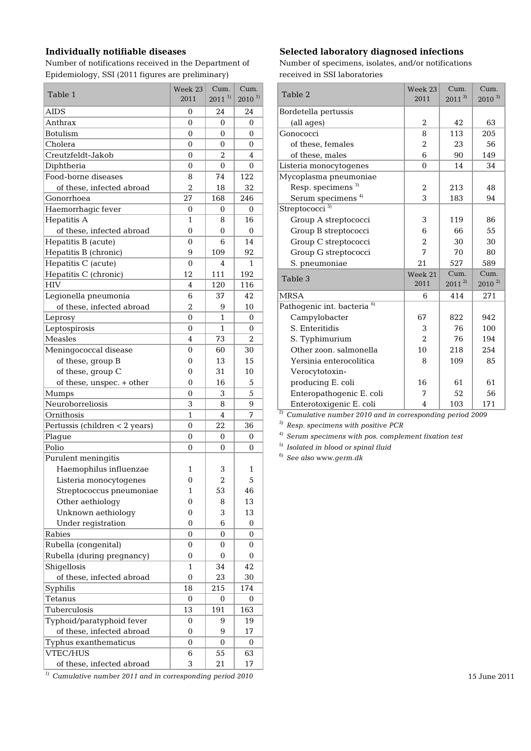## Individually notifiable diseases

Number of notifications received in the Department of Epidemiology, SSI (2011 figures are preliminary)

| Table 1 | Week 23 2011 | Cum. 2011 [1)] | Cum. 2010 [1)] |
|---|---|---|---|
| AIDS | 0 | 24 | 24 |
| Anthrax | 0 | 0 | 0 |
| Botulism | 0 | 0 | 0 |
| Cholera | 0 | 0 | 0 |
| Creutzfeldt-Jakob | 0 | 2 | 4 |
| Diphtheria | 0 | 0 | 0 |
| Food-borne diseases | 8 | 74 | 122 |
| of these, infected abroad | 2 | 18 | 32 |
| Gonorrhoea | 27 | 168 | 246 |
| Haemorrhagic fever | 0 | 0 | 0 |
| Hepatitis A | 1 | 8 | 16 |
| of these, infected abroad | 0 | 0 | 0 |
| Hepatitis B (acute) | 0 | 6 | 14 |
| Hepatitis B (chronic) | 9 | 109 | 92 |
| Hepatitis C (acute) | 0 | 4 | 1 |
| Hepatitis C (chronic) | 12 | 111 | 192 |
| HIV | 4 | 120 | 116 |
| Legionella pneumonia | 6 | 37 | 42 |
| of these, infected abroad | 2 | 9 | 10 |
| Leprosy | 0 | 1 | 0 |
| Leptospirosis | 0 | 1 | 0 |
| Measles | 4 | 73 | 2 |
| Meningococcal disease | 0 | 60 | 30 |
| of these, group B | 0 | 13 | 15 |
| of these, group C | 0 | 31 | 10 |
| of these, unspec. + other | 0 | 16 | 5 |
| Mumps | 0 | 3 | 5 |
| Neuroborreliosis | 3 | 8 | 9 |
| Ornithosis | 1 | 4 | 7 |
| Pertussis (children < 2 years) | 0 | 22 | 36 |
| Plague | 0 | 0 | 0 |
| Polio | 0 | 0 | 0 |
| Purulent meningitis | | | |
| Haemophilus influenzae | 1 | 3 | 1 |
| Listeria monocytogenes | 0 | 2 | 5 |
| Streptococcus pneumoniae | 1 | 53 | 46 |
| Other aethiology | 0 | 8 | 13 |
| Unknown aethiology | 0 | 3 | 13 |
| Under registration | 0 | 6 | 0 |
| Rabies | 0 | 0 | 0 |
| Rubella (congenital) | 0 | 0 | 0 |
| Rubella (during pregnancy) | 0 | 0 | 0 |
| Shigellosis | 1 | 34 | 42 |
| of these, infected abroad | 0 | 23 | 30 |
| Syphilis | 18 | 215 | 174 |
| Tetanus | 0 | 0 | 0 |
| Tuberculosis | 13 | 191 | 163 |
| Typhoid/paratyphoid fever | 0 | 9 | 19 |
| of these, infected abroad | 0 | 9 | 17 |
| Typhus exanthematicus | 0 | 0 | 0 |
| VTEC/HUS | 6 | 55 | 63 |
| of these, infected abroad | 3 | 21 | 17 |

[1)] *Cumulative number 2011 and in corresponding period 2010*

## Selected laboratory diagnosed infections

Number of specimens, isolates, and/or notifications received in SSI laboratories

| Table 2 | Week 23 2011 | Cum. 2011 [3)] | Cum. 2010 [3)] |
|---|---|---|---|
| Bordetella pertussis (all ages) | 2 | 42 | 63 |
| Gonococci | 8 | 113 | 205 |
| of these, females | 2 | 23 | 56 |
| of these, males | 6 | 90 | 149 |
| Listeria monocytogenes | 0 | 14 | 34 |
| Mycoplasma pneumoniae | | | |
| Resp. specimens [3)] | 2 | 213 | 48 |
| Serum specimens [4)] | 3 | 183 | 94 |
| Streptococci [5)] | | | |
| Group A streptococci | 3 | 119 | 86 |
| Group B streptococci | 6 | 66 | 55 |
| Group C streptococci | 2 | 30 | 30 |
| Group G streptococci | 7 | 70 | 80 |
| S. pneumoniae | 21 | 527 | 589 |
| **Table 3** | **Week 21 2011** | **Cum. 2011 [2)]** | **Cum. 2010 [2)]** |
| MRSA | 6 | 414 | 271 |
| Pathogenic int. bacteria [6)] | | | |
| Campylobacter | 67 | 822 | 942 |
| S. Enteritidis | 3 | 76 | 100 |
| S. Typhimurium | 2 | 76 | 194 |
| Other zoon. salmonella | 10 | 218 | 254 |
| Yersinia enterocolitica | 8 | 109 | 85 |
| Verocytotoxin-producing E. coli | 16 | 61 | 61 |
| Enteropathogenic E. coli | 7 | 52 | 56 |
| Enterotoxigenic E. coli | 4 | 103 | 171 |

[2)] *Cumulative number 2010 and in corresponding period 2009*

[3)] *Resp. specimens with positive PCR*

[4)] *Serum specimens with pos. complement fixation test*

[5)] *Isolated in blood or spinal fluid*

[6)] *See also www.germ.dk*

15 June 2011